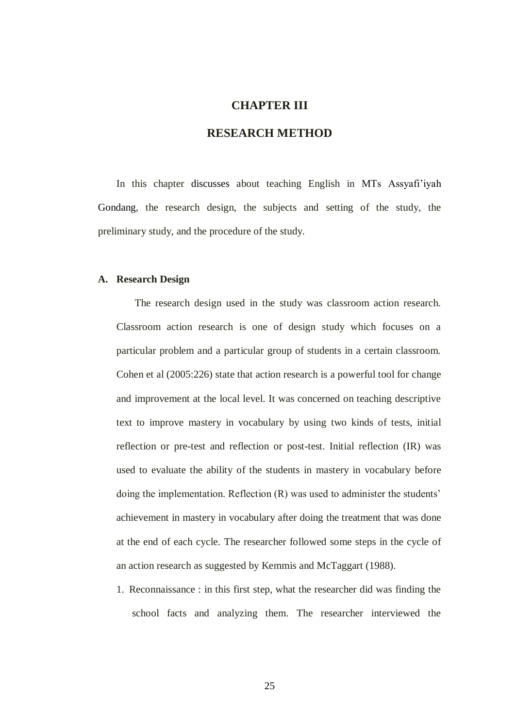# CHAPTER III

# RESEARCH METHOD

In this chapter discusses about teaching English in MTs Assyafi'iyah Gondang, the research design, the subjects and setting of the study, the preliminary study, and the procedure of the study.

## A. Research Design

The research design used in the study was classroom action research. Classroom action research is one of design study which focuses on a particular problem and a particular group of students in a certain classroom. Cohen et al (2005:226) state that action research is a powerful tool for change and improvement at the local level. It was concerned on teaching descriptive text to improve mastery in vocabulary by using two kinds of tests, initial reflection or pre-test and reflection or post-test. Initial reflection (IR) was used to evaluate the ability of the students in mastery in vocabulary before doing the implementation. Reflection (R) was used to administer the students' achievement in mastery in vocabulary after doing the treatment that was done at the end of each cycle. The researcher followed some steps in the cycle of an action research as suggested by Kemmis and McTaggart (1988).

1. Reconnaissance : in this first step, what the researcher did was finding the school facts and analyzing them. The researcher interviewed the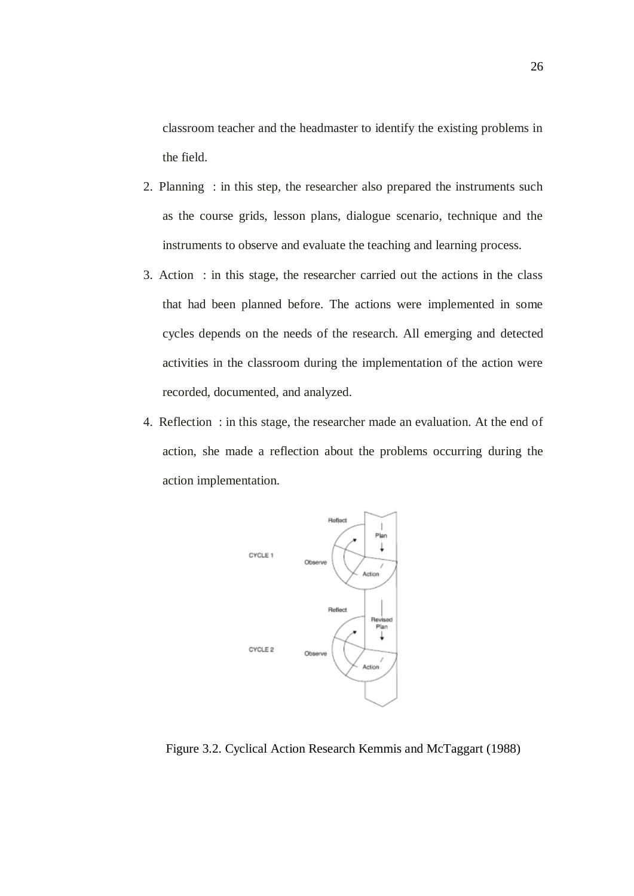classroom teacher and the headmaster to identify the existing problems in the field.

2. Planning : in this step, the researcher also prepared the instruments such as the course grids, lesson plans, dialogue scenario, technique and the instruments to observe and evaluate the teaching and learning process.
3. Action : in this stage, the researcher carried out the actions in the class that had been planned before. The actions were implemented in some cycles depends on the needs of the research. All emerging and detected activities in the classroom during the implementation of the action were recorded, documented, and analyzed.
4. Reflection : in this stage, the researcher made an evaluation. At the end of action, she made a reflection about the problems occurring during the action implementation.

Figure 3.2. Cyclical Action Research Kemmis and McTaggart (1988)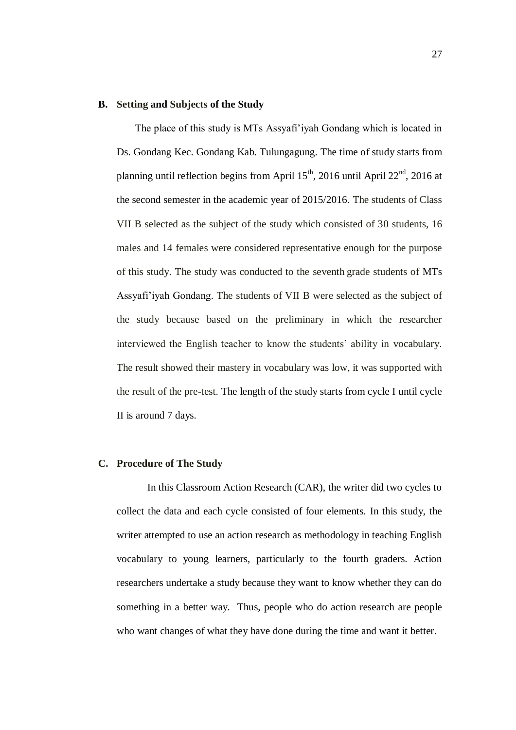## B. Setting and Subjects of the Study

The place of this study is MTs Assyafi'iyah Gondang which is located in Ds. Gondang Kec. Gondang Kab. Tulungagung. The time of study starts from planning until reflection begins from April 15th, 2016 until April 22nd, 2016 at the second semester in the academic year of 2015/2016. The students of Class VII B selected as the subject of the study which consisted of 30 students, 16 males and 14 females were considered representative enough for the purpose of this study. The study was conducted to the seventh grade students of MTs Assyafi'iyah Gondang. The students of VII B were selected as the subject of the study because based on the preliminary in which the researcher interviewed the English teacher to know the students' ability in vocabulary. The result showed their mastery in vocabulary was low, it was supported with the result of the pre-test. The length of the study starts from cycle I until cycle II is around 7 days.

## C. Procedure of The Study

In this Classroom Action Research (CAR), the writer did two cycles to collect the data and each cycle consisted of four elements. In this study, the writer attempted to use an action research as methodology in teaching English vocabulary to young learners, particularly to the fourth graders. Action researchers undertake a study because they want to know whether they can do something in a better way. Thus, people who do action research are people who want changes of what they have done during the time and want it better.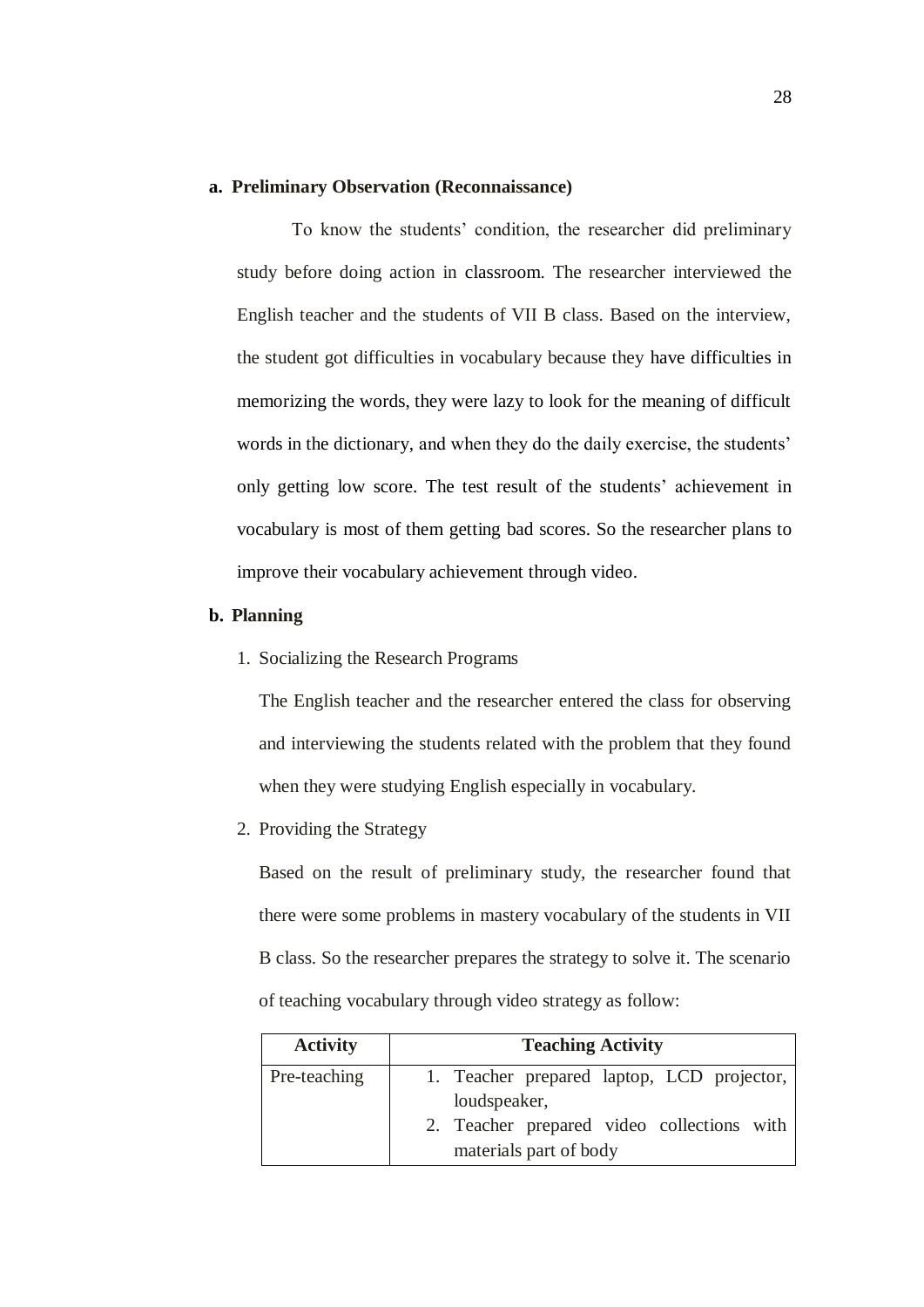**a. Preliminary Observation (Reconnaissance)**

To know the students' condition, the researcher did preliminary study before doing action in classroom. The researcher interviewed the English teacher and the students of VII B class. Based on the interview, the student got difficulties in vocabulary because they have difficulties in memorizing the words, they were lazy to look for the meaning of difficult words in the dictionary, and when they do the daily exercise, the students' only getting low score. The test result of the students' achievement in vocabulary is most of them getting bad scores. So the researcher plans to improve their vocabulary achievement through video.

**b. Planning**

1. Socializing the Research Programs

   The English teacher and the researcher entered the class for observing and interviewing the students related with the problem that they found when they were studying English especially in vocabulary.

2. Providing the Strategy

   Based on the result of preliminary study, the researcher found that there were some problems in mastery vocabulary of the students in VII B class. So the researcher prepares the strategy to solve it. The scenario of teaching vocabulary through video strategy as follow:

| Activity | Teaching Activity |
|---|---|
| Pre-teaching | 1. Teacher prepared laptop, LCD projector, loudspeaker,<br>2. Teacher prepared video collections with materials part of body |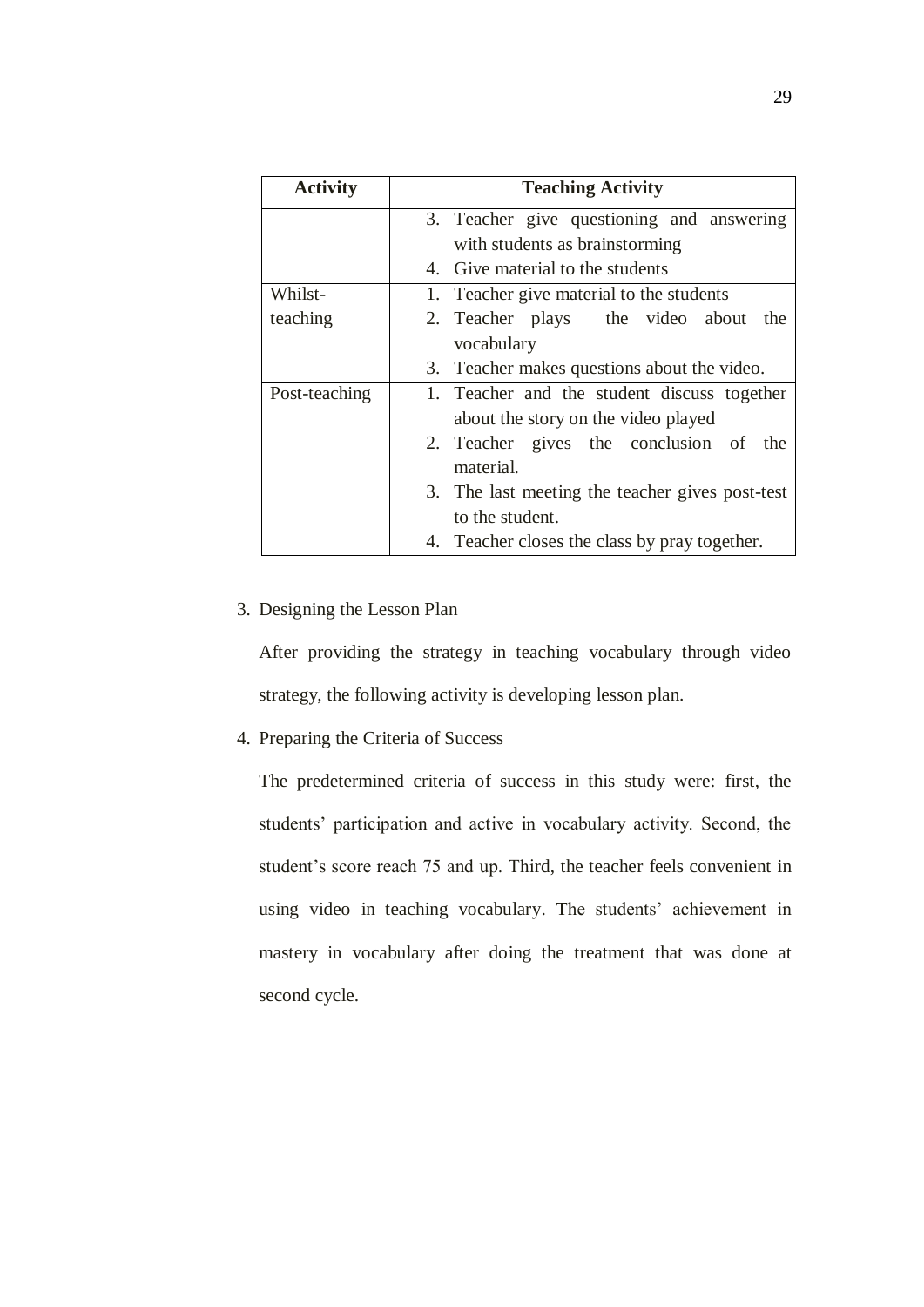| Activity | Teaching Activity |
|---|---|
| | 3. Teacher give questioning and answering with students as brainstorming<br>4. Give material to the students |
| Whilst-teaching | 1. Teacher give material to the students<br>2. Teacher plays the video about the vocabulary<br>3. Teacher makes questions about the video. |
| Post-teaching | 1. Teacher and the student discuss together about the story on the video played<br>2. Teacher gives the conclusion of the material.<br>3. The last meeting the teacher gives post-test to the student.<br>4. Teacher closes the class by pray together. |

3. Designing the Lesson Plan

   After providing the strategy in teaching vocabulary through video strategy, the following activity is developing lesson plan.

4. Preparing the Criteria of Success

   The predetermined criteria of success in this study were: first, the students' participation and active in vocabulary activity. Second, the student's score reach 75 and up. Third, the teacher feels convenient in using video in teaching vocabulary. The students' achievement in mastery in vocabulary after doing the treatment that was done at second cycle.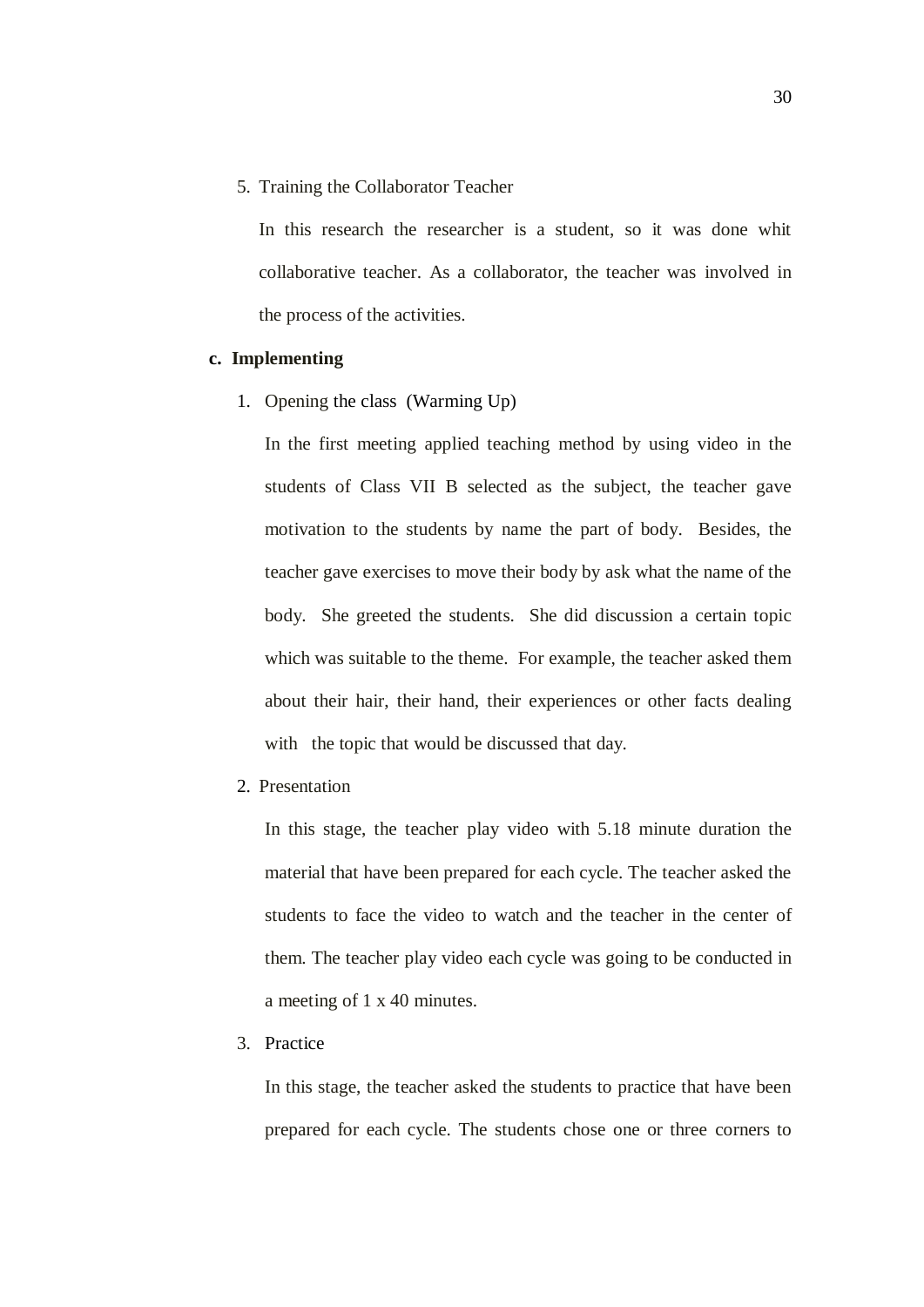5. Training the Collaborator Teacher

   In this research the researcher is a student, so it was done whit collaborative teacher. As a collaborator, the teacher was involved in the process of the activities.

**c. Implementing**

1. Opening the class (Warming Up)

   In the first meeting applied teaching method by using video in the students of Class VII B selected as the subject, the teacher gave motivation to the students by name the part of body. Besides, the teacher gave exercises to move their body by ask what the name of the body. She greeted the students. She did discussion a certain topic which was suitable to the theme. For example, the teacher asked them about their hair, their hand, their experiences or other facts dealing with the topic that would be discussed that day.

2. Presentation

   In this stage, the teacher play video with 5.18 minute duration the material that have been prepared for each cycle. The teacher asked the students to face the video to watch and the teacher in the center of them. The teacher play video each cycle was going to be conducted in a meeting of 1 x 40 minutes.

3. Practice

   In this stage, the teacher asked the students to practice that have been prepared for each cycle. The students chose one or three corners to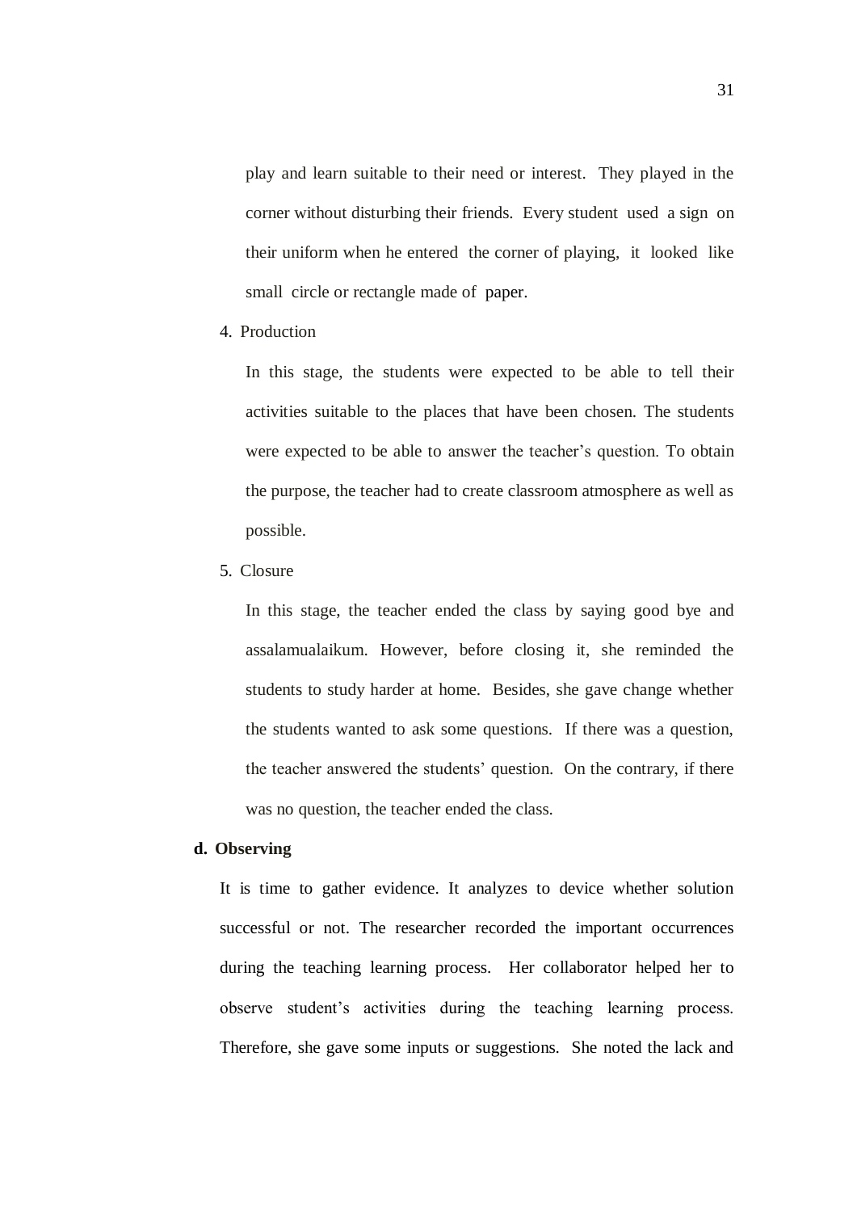play and learn suitable to their need or interest. They played in the corner without disturbing their friends. Every student used a sign on their uniform when he entered the corner of playing, it looked like small circle or rectangle made of paper.

4. Production

   In this stage, the students were expected to be able to tell their activities suitable to the places that have been chosen. The students were expected to be able to answer the teacher's question. To obtain the purpose, the teacher had to create classroom atmosphere as well as possible.

5. Closure

   In this stage, the teacher ended the class by saying good bye and assalamualaikum. However, before closing it, she reminded the students to study harder at home. Besides, she gave change whether the students wanted to ask some questions. If there was a question, the teacher answered the students' question. On the contrary, if there was no question, the teacher ended the class.

**d. Observing**

It is time to gather evidence. It analyzes to device whether solution successful or not. The researcher recorded the important occurrences during the teaching learning process. Her collaborator helped her to observe student's activities during the teaching learning process. Therefore, she gave some inputs or suggestions. She noted the lack and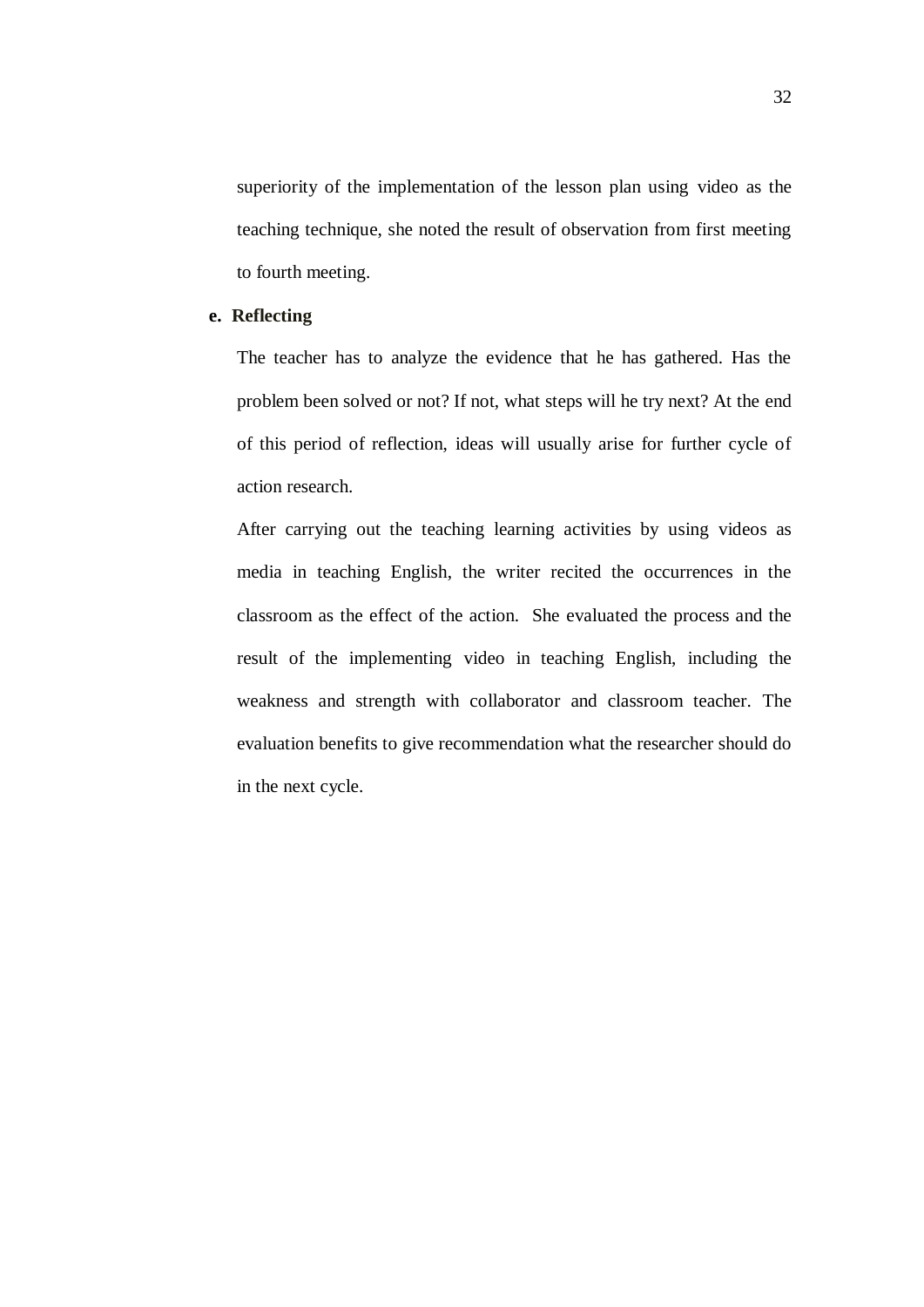superiority of the implementation of the lesson plan using video as the teaching technique, she noted the result of observation from first meeting to fourth meeting.

**e. Reflecting**

The teacher has to analyze the evidence that he has gathered. Has the problem been solved or not? If not, what steps will he try next? At the end of this period of reflection, ideas will usually arise for further cycle of action research.

After carrying out the teaching learning activities by using videos as media in teaching English, the writer recited the occurrences in the classroom as the effect of the action. She evaluated the process and the result of the implementing video in teaching English, including the weakness and strength with collaborator and classroom teacher. The evaluation benefits to give recommendation what the researcher should do in the next cycle.